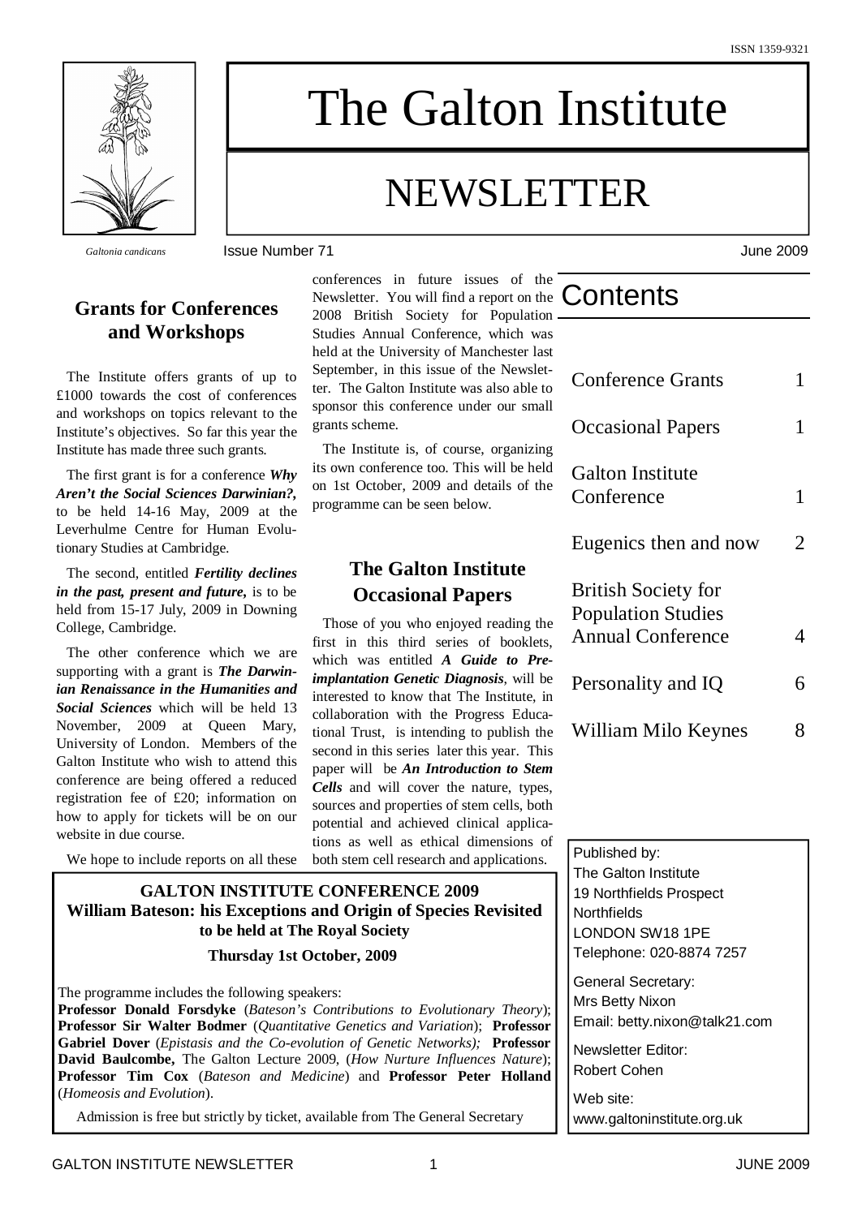ISSN 1359-9321

*Galtonia candicans*

# The Galton Institute

# NEWSLETTER

Issue Number 71 June 2009

## Grants for Conferences and Workshops

The Institute offers grants of up to £1000 towards the cost of conferences and workshops on topics relevant to the Institute's objectives. So far this year the Institute has made three such grants.

The first grant is for a conference ***Why Aren't the Social Sciences Darwinian?***, to be held 14-16 May, 2009 at the Leverhulme Centre for Human Evolutionary Studies at Cambridge.

The second, entitled ***Fertility declines in the past, present and future,*** is to be held from 15-17 July, 2009 in Downing College, Cambridge.

The other conference which we are supporting with a grant is ***The Darwinian Renaissance in the Humanities and Social Sciences*** which will be held 13 November, 2009 at Queen Mary, University of London. Members of the Galton Institute who wish to attend this conference are being offered a reduced registration fee of £20; information on how to apply for tickets will be on our website in due course.

We hope to include reports on all these conferences in future issues of the Newsletter. You will find a report on the 2008 British Society for Population Studies Annual Conference, which was held at the University of Manchester last September, in this issue of the Newsletter. The Galton Institute was also able to sponsor this conference under our small grants scheme.

The Institute is, of course, organizing its own conference too. This will be held on 1st October, 2009 and details of the programme can be seen below.

## The Galton Institute Occasional Papers

Those of you who enjoyed reading the first in this third series of booklets, which was entitled ***A Guide to Pre-implantation Genetic Diagnosis***, will be interested to know that The Institute, in collaboration with the Progress Educational Trust, is intending to publish the second in this series later this year. This paper will be ***An Introduction to Stem Cells*** and will cover the nature, types, sources and properties of stem cells, both potential and achieved clinical applications as well as ethical dimensions of both stem cell research and applications.

## Contents

| | |
|---|---|
| Conference Grants | 1 |
| Occasional Papers | 1 |
| Galton Institute Conference | 1 |
| Eugenics then and now | 2 |
| British Society for Population Studies Annual Conference | 4 |
| Personality and IQ | 6 |
| William Milo Keynes | 8 |

**GALTON INSTITUTE CONFERENCE 2009**
**William Bateson: his Exceptions and Origin of Species Revisited**
**to be held at The Royal Society**

**Thursday 1st October, 2009**

The programme includes the following speakers:
**Professor Donald Forsdyke** (*Bateson's Contributions to Evolutionary Theory*); **Professor Sir Walter Bodmer** (*Quantitative Genetics and Variation*); **Professor Gabriel Dover** (*Epistasis and the Co-evolution of Genetic Networks);* **Professor David Baulcombe,** The Galton Lecture 2009, (*How Nurture Influences Nature*); **Professor Tim Cox** (*Bateson and Medicine*) and **Professor Peter Holland** (*Homeosis and Evolution*).

Admission is free but strictly by ticket, available from The General Secretary

Published by:
The Galton Institute
19 Northfields Prospect
Northfields
LONDON SW18 1PE
Telephone: 020-8874 7257

General Secretary:
Mrs Betty Nixon
Email: betty.nixon@talk21.com

Newsletter Editor:
Robert Cohen

Web site:
www.galtoninstitute.org.uk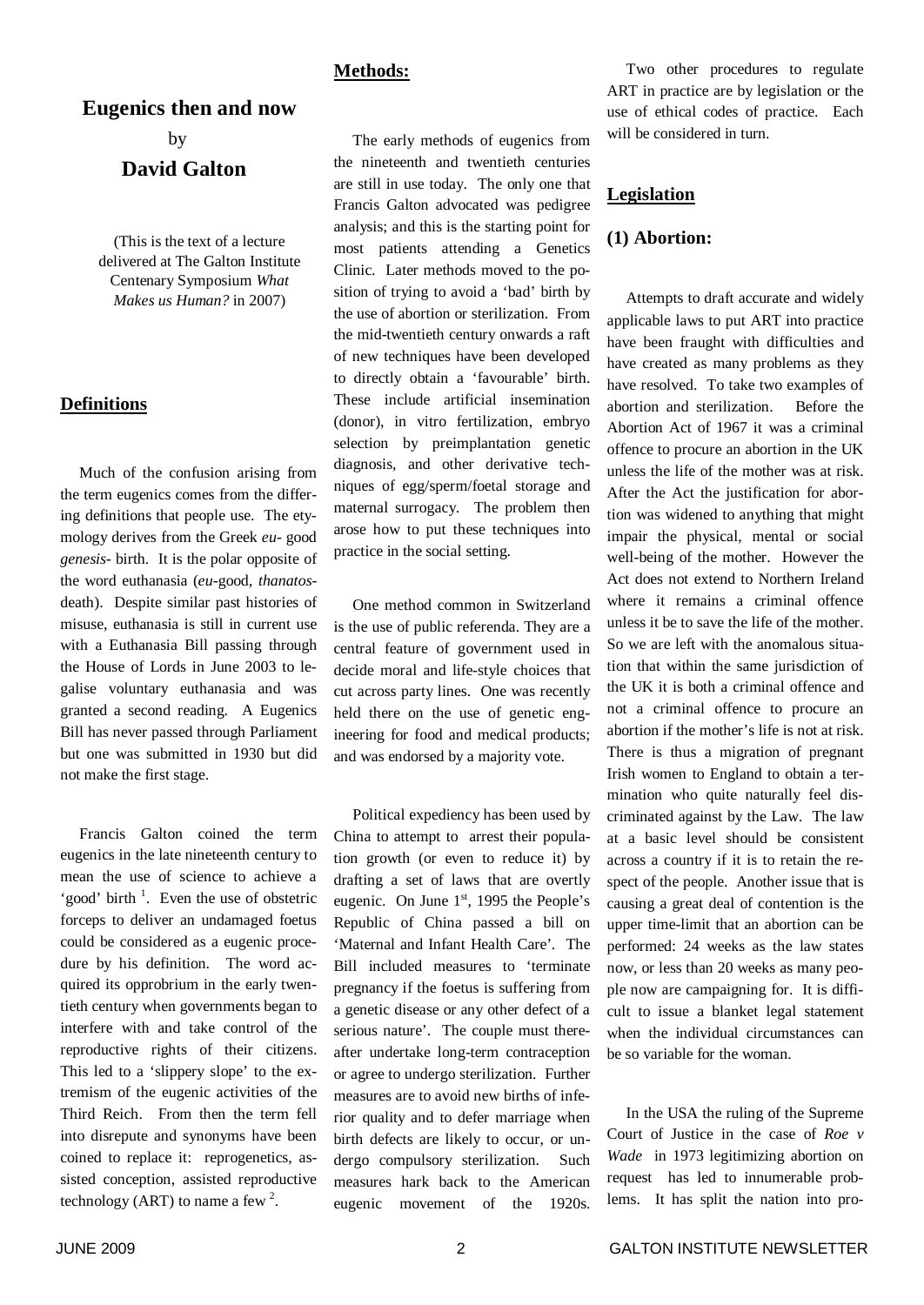# Eugenics then and now

by

**David Galton**

(This is the text of a lecture delivered at The Galton Institute Centenary Symposium *What Makes us Human?* in 2007)

## Definitions

Much of the confusion arising from the term eugenics comes from the differing definitions that people use. The etymology derives from the Greek *eu*- good *genesis*- birth. It is the polar opposite of the word euthanasia (*eu*-good, *thanatos*-death). Despite similar past histories of misuse, euthanasia is still in current use with a Euthanasia Bill passing through the House of Lords in June 2003 to legalise voluntary euthanasia and was granted a second reading. A Eugenics Bill has never passed through Parliament but one was submitted in 1930 but did not make the first stage.

Francis Galton coined the term eugenics in the late nineteenth century to mean the use of science to achieve a 'good' birth [1]. Even the use of obstetric forceps to deliver an undamaged foetus could be considered as a eugenic procedure by his definition. The word acquired its opprobrium in the early twentieth century when governments began to interfere with and take control of the reproductive rights of their citizens. This led to a 'slippery slope' to the extremism of the eugenic activities of the Third Reich. From then the term fell into disrepute and synonyms have been coined to replace it: reprogenetics, assisted conception, assisted reproductive technology (ART) to name a few [2].

## Methods:

The early methods of eugenics from the nineteenth and twentieth centuries are still in use today. The only one that Francis Galton advocated was pedigree analysis; and this is the starting point for most patients attending a Genetics Clinic. Later methods moved to the position of trying to avoid a 'bad' birth by the use of abortion or sterilization. From the mid-twentieth century onwards a raft of new techniques have been developed to directly obtain a 'favourable' birth. These include artificial insemination (donor), in vitro fertilization, embryo selection by preimplantation genetic diagnosis, and other derivative techniques of egg/sperm/foetal storage and maternal surrogacy. The problem then arose how to put these techniques into practice in the social setting.

One method common in Switzerland is the use of public referenda. They are a central feature of government used in decide moral and life-style choices that cut across party lines. One was recently held there on the use of genetic engineering for food and medical products; and was endorsed by a majority vote.

Political expediency has been used by China to attempt to arrest their population growth (or even to reduce it) by drafting a set of laws that are overtly eugenic. On June 1st, 1995 the People's Republic of China passed a bill on 'Maternal and Infant Health Care'. The Bill included measures to 'terminate pregnancy if the foetus is suffering from a genetic disease or any other defect of a serious nature'. The couple must thereafter undertake long-term contraception or agree to undergo sterilization. Further measures are to avoid new births of inferior quality and to defer marriage when birth defects are likely to occur, or undergo compulsory sterilization. Such measures hark back to the American eugenic movement of the 1920s.

Two other procedures to regulate ART in practice are by legislation or the use of ethical codes of practice. Each will be considered in turn.

## Legislation

### (1) Abortion:

Attempts to draft accurate and widely applicable laws to put ART into practice have been fraught with difficulties and have created as many problems as they have resolved. To take two examples of abortion and sterilization. Before the Abortion Act of 1967 it was a criminal offence to procure an abortion in the UK unless the life of the mother was at risk. After the Act the justification for abortion was widened to anything that might impair the physical, mental or social well-being of the mother. However the Act does not extend to Northern Ireland where it remains a criminal offence unless it be to save the life of the mother. So we are left with the anomalous situation that within the same jurisdiction of the UK it is both a criminal offence and not a criminal offence to procure an abortion if the mother's life is not at risk. There is thus a migration of pregnant Irish women to England to obtain a termination who quite naturally feel discriminated against by the Law. The law at a basic level should be consistent across a country if it is to retain the respect of the people. Another issue that is causing a great deal of contention is the upper time-limit that an abortion can be performed: 24 weeks as the law states now, or less than 20 weeks as many people now are campaigning for. It is difficult to issue a blanket legal statement when the individual circumstances can be so variable for the woman.

In the USA the ruling of the Supreme Court of Justice in the case of *Roe v Wade* in 1973 legitimizing abortion on request has led to innumerable problems. It has split the nation into pro-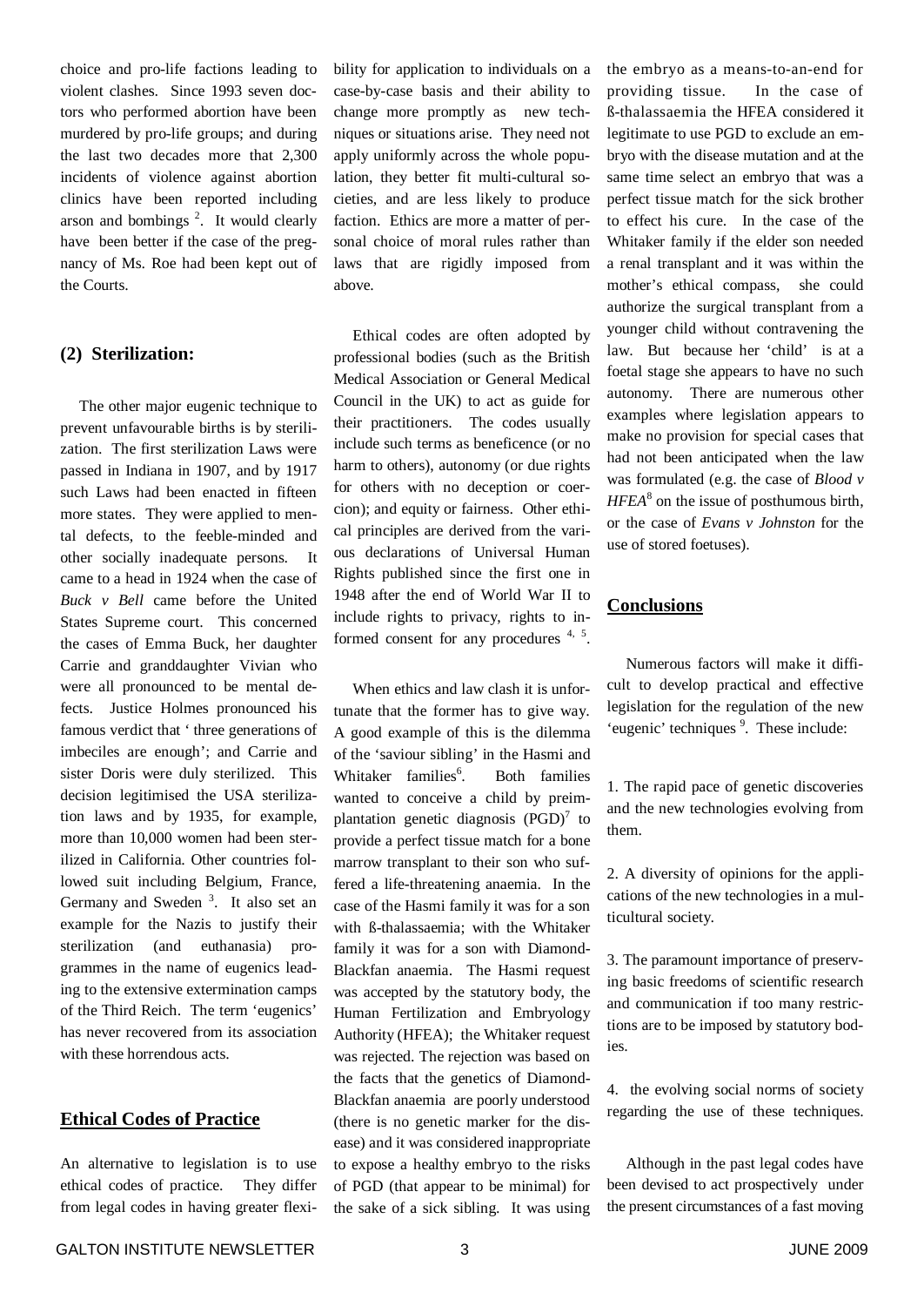choice and pro-life factions leading to violent clashes. Since 1993 seven doctors who performed abortion have been murdered by pro-life groups; and during the last two decades more that 2,300 incidents of violence against abortion clinics have been reported including arson and bombings [2]. It would clearly have been better if the case of the pregnancy of Ms. Roe had been kept out of the Courts.

### (2) Sterilization:

The other major eugenic technique to prevent unfavourable births is by sterilization. The first sterilization Laws were passed in Indiana in 1907, and by 1917 such Laws had been enacted in fifteen more states. They were applied to mental defects, to the feeble-minded and other socially inadequate persons. It came to a head in 1924 when the case of *Buck v Bell* came before the United States Supreme court. This concerned the cases of Emma Buck, her daughter Carrie and granddaughter Vivian who were all pronounced to be mental defects. Justice Holmes pronounced his famous verdict that ' three generations of imbeciles are enough'; and Carrie and sister Doris were duly sterilized. This decision legitimised the USA sterilization laws and by 1935, for example, more than 10,000 women had been sterilized in California. Other countries followed suit including Belgium, France, Germany and Sweden [3]. It also set an example for the Nazis to justify their sterilization (and euthanasia) programmes in the name of eugenics leading to the extensive extermination camps of the Third Reich. The term 'eugenics' has never recovered from its association with these horrendous acts.

## Ethical Codes of Practice

An alternative to legislation is to use ethical codes of practice. They differ from legal codes in having greater flexibility for application to individuals on a case-by-case basis and their ability to change more promptly as new techniques or situations arise. They need not apply uniformly across the whole population, they better fit multi-cultural societies, and are less likely to produce faction. Ethics are more a matter of personal choice of moral rules rather than laws that are rigidly imposed from above.

Ethical codes are often adopted by professional bodies (such as the British Medical Association or General Medical Council in the UK) to act as guide for their practitioners. The codes usually include such terms as beneficence (or no harm to others), autonomy (or due rights for others with no deception or coercion); and equity or fairness. Other ethical principles are derived from the various declarations of Universal Human Rights published since the first one in 1948 after the end of World War II to include rights to privacy, rights to informed consent for any procedures [4, 5].

When ethics and law clash it is unfortunate that the former has to give way. A good example of this is the dilemma of the 'saviour sibling' in the Hasmi and Whitaker families[6]. Both families wanted to conceive a child by preimplantation genetic diagnosis (PGD)[7] to provide a perfect tissue match for a bone marrow transplant to their son who suffered a life-threatening anaemia. In the case of the Hasmi family it was for a son with ß-thalassaemia; with the Whitaker family it was for a son with Diamond-Blackfan anaemia. The Hasmi request was accepted by the statutory body, the Human Fertilization and Embryology Authority (HFEA); the Whitaker request was rejected. The rejection was based on the facts that the genetics of Diamond-Blackfan anaemia are poorly understood (there is no genetic marker for the disease) and it was considered inappropriate to expose a healthy embryo to the risks of PGD (that appear to be minimal) for the sake of a sick sibling. It was using the embryo as a means-to-an-end for providing tissue. In the case of ß-thalassaemia the HFEA considered it legitimate to use PGD to exclude an embryo with the disease mutation and at the same time select an embryo that was a perfect tissue match for the sick brother to effect his cure. In the case of the Whitaker family if the elder son needed a renal transplant and it was within the mother's ethical compass, she could authorize the surgical transplant from a younger child without contravening the law. But because her 'child' is at a foetal stage she appears to have no such autonomy. There are numerous other examples where legislation appears to make no provision for special cases that had not been anticipated when the law was formulated (e.g. the case of *Blood v HFEA*[8] on the issue of posthumous birth, or the case of *Evans v Johnston* for the use of stored foetuses).

## Conclusions

Numerous factors will make it difficult to develop practical and effective legislation for the regulation of the new 'eugenic' techniques [9]. These include:

1. The rapid pace of genetic discoveries and the new technologies evolving from them.

2. A diversity of opinions for the applications of the new technologies in a multicultural society.

3. The paramount importance of preserving basic freedoms of scientific research and communication if too many restrictions are to be imposed by statutory bodies.

4. the evolving social norms of society regarding the use of these techniques.

Although in the past legal codes have been devised to act prospectively under the present circumstances of a fast moving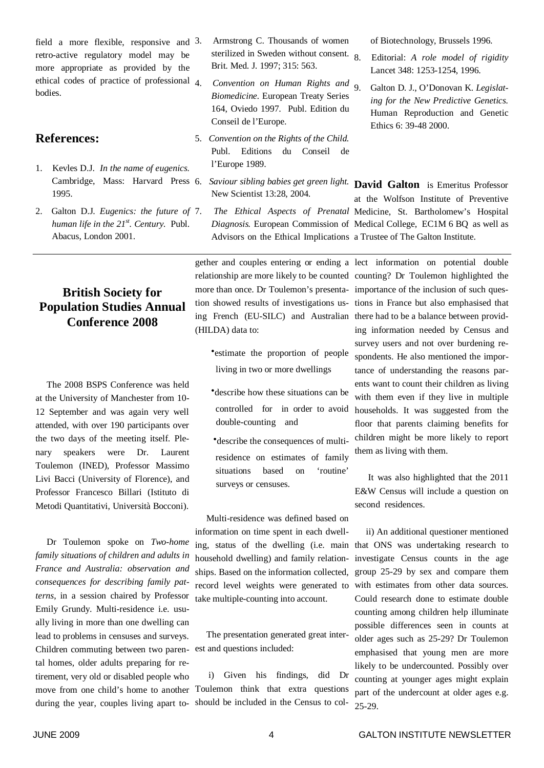field a more flexible, responsive and retro-active regulatory model may be more appropriate as provided by the ethical codes of practice of professional bodies.

## References:

1. Kevles D.J. *In the name of eugenics.* Cambridge, Mass: Harvard Press 1995.
2. Galton D.J. *Eugenics: the future of human life in the 21st. Century.* Publ. Abacus, London 2001.
3. Armstrong C. Thousands of women sterilized in Sweden without consent. Brit. Med. J. 1997; 315: 563.
4. *Convention on Human Rights and Biomedicine*. European Treaty Series 164, Oviedo 1997. Publ. Edition du Conseil de l'Europe.
5. *Convention on the Rights of the Child.* Publ. Editions du Conseil de l'Europe 1989.
6. *Saviour sibling babies get green light.* New Scientist 13:28, 2004.
7. *The Ethical Aspects of Prenatal Diagnosis.* European Commission of Advisors on the Ethical Implications of Biotechnology, Brussels 1996.
8. Editorial: *A role model of rigidity* Lancet 348: 1253-1254, 1996.
9. Galton D. J., O'Donovan K. *Legislating for the New Predictive Genetics.* Human Reproduction and Genetic Ethics 6: 39-48 2000.

**David Galton** is Emeritus Professor at the Wolfson Institute of Preventive Medicine, St. Bartholomew's Hospital Medical College, EC1M 6 BQ as well as a Trustee of The Galton Institute.

---

## British Society for Population Studies Annual Conference 2008

The 2008 BSPS Conference was held at the University of Manchester from 10-12 September and was again very well attended, with over 190 participants over the two days of the meeting itself. Plenary speakers were Dr. Laurent Toulemon (INED), Professor Massimo Livi Bacci (University of Florence), and Professor Francesco Billari (Istituto di Metodi Quantitativi, Università Bocconi).

Dr Toulemon spoke on *Two-home family situations of children and adults in France and Australia: observation and consequences for describing family patterns*, in a session chaired by Professor Emily Grundy. Multi-residence i.e. usually living in more than one dwelling can lead to problems in censuses and surveys. Children commuting between two parental homes, older adults preparing for retirement, very old or disabled people who move from one child's home to another during the year, couples living apart together and couples entering or ending a relationship are more likely to be counted more than once. Dr Toulemon's presentation showed results of investigations using French (EU-SILC) and Australian (HILDA) data to:

- estimate the proportion of people living in two or more dwellings
- describe how these situations can be controlled for in order to avoid double-counting and
- describe the consequences of multi-residence on estimates of family situations based on 'routine' surveys or censuses.

Multi-residence was defined based on information on time spent in each dwelling, status of the dwelling (i.e. main household dwelling) and family relationships. Based on the information collected, record level weights were generated to take multiple-counting into account.

The presentation generated great interest and questions included:

i) Given his findings, did Dr Toulemon think that extra questions should be included in the Census to collect information on potential double counting? Dr Toulemon highlighted the importance of the inclusion of such questions in France but also emphasised that there had to be a balance between providing information needed by Census and survey users and not over burdening respondents. He also mentioned the importance of understanding the reasons parents want to count their children as living with them even if they live in multiple households. It was suggested from the floor that parents claiming benefits for children might be more likely to report them as living with them.

It was also highlighted that the 2011 E&W Census will include a question on second residences.

ii) An additional questioner mentioned that ONS was undertaking research to investigate Census counts in the age group 25-29 by sex and compare them with estimates from other data sources. Could research done to estimate double counting among children help illuminate possible differences seen in counts at older ages such as 25-29? Dr Toulemon emphasised that young men are more likely to be undercounted. Possibly over counting at younger ages might explain part of the undercount at older ages e.g. 25-29.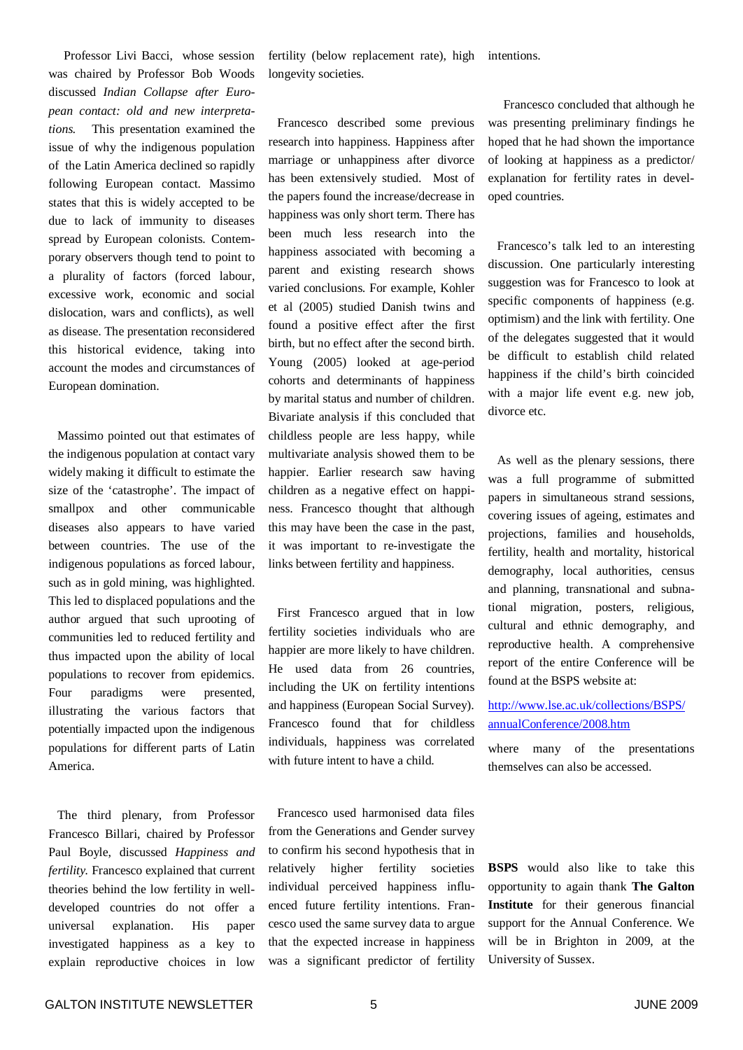Professor Livi Bacci, whose session was chaired by Professor Bob Woods discussed *Indian Collapse after European contact: old and new interpretations*. This presentation examined the issue of why the indigenous population of the Latin America declined so rapidly following European contact. Massimo states that this is widely accepted to be due to lack of immunity to diseases spread by European colonists. Contemporary observers though tend to point to a plurality of factors (forced labour, excessive work, economic and social dislocation, wars and conflicts), as well as disease. The presentation reconsidered this historical evidence, taking into account the modes and circumstances of European domination.

Massimo pointed out that estimates of the indigenous population at contact vary widely making it difficult to estimate the size of the 'catastrophe'. The impact of smallpox and other communicable diseases also appears to have varied between countries. The use of the indigenous populations as forced labour, such as in gold mining, was highlighted. This led to displaced populations and the author argued that such uprooting of communities led to reduced fertility and thus impacted upon the ability of local populations to recover from epidemics. Four paradigms were presented, illustrating the various factors that potentially impacted upon the indigenous populations for different parts of Latin America.

The third plenary, from Professor Francesco Billari, chaired by Professor Paul Boyle, discussed *Happiness and fertility*. Francesco explained that current theories behind the low fertility in well-developed countries do not offer a universal explanation. His paper investigated happiness as a key to explain reproductive choices in low fertility (below replacement rate), high longevity societies.

Francesco described some previous research into happiness. Happiness after marriage or unhappiness after divorce has been extensively studied. Most of the papers found the increase/decrease in happiness was only short term. There has been much less research into the happiness associated with becoming a parent and existing research shows varied conclusions. For example, Kohler et al (2005) studied Danish twins and found a positive effect after the first birth, but no effect after the second birth. Young (2005) looked at age-period cohorts and determinants of happiness by marital status and number of children. Bivariate analysis if this concluded that childless people are less happy, while multivariate analysis showed them to be happier. Earlier research saw having children as a negative effect on happiness. Francesco thought that although this may have been the case in the past, it was important to re-investigate the links between fertility and happiness.

First Francesco argued that in low fertility societies individuals who are happier are more likely to have children. He used data from 26 countries, including the UK on fertility intentions and happiness (European Social Survey). Francesco found that for childless individuals, happiness was correlated with future intent to have a child.

Francesco used harmonised data files from the Generations and Gender survey to confirm his second hypothesis that in relatively higher fertility societies individual perceived happiness influenced future fertility intentions. Francesco used the same survey data to argue that the expected increase in happiness was a significant predictor of fertility intentions.

Francesco concluded that although he was presenting preliminary findings he hoped that he had shown the importance of looking at happiness as a predictor/explanation for fertility rates in developed countries.

Francesco's talk led to an interesting discussion. One particularly interesting suggestion was for Francesco to look at specific components of happiness (e.g. optimism) and the link with fertility. One of the delegates suggested that it would be difficult to establish child related happiness if the child's birth coincided with a major life event e.g. new job, divorce etc.

As well as the plenary sessions, there was a full programme of submitted papers in simultaneous strand sessions, covering issues of ageing, estimates and projections, families and households, fertility, health and mortality, historical demography, local authorities, census and planning, transnational and subnational migration, posters, religious, cultural and ethnic demography, and reproductive health. A comprehensive report of the entire Conference will be found at the BSPS website at:

http://www.lse.ac.uk/collections/BSPS/annualConference/2008.htm

where many of the presentations themselves can also be accessed.

**BSPS** would also like to take this opportunity to again thank **The Galton Institute** for their generous financial support for the Annual Conference. We will be in Brighton in 2009, at the University of Sussex.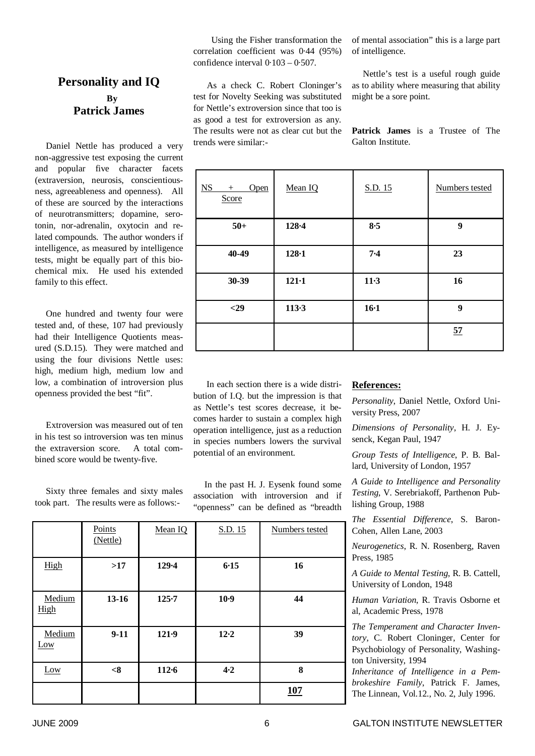## Personality and IQ

**By**

**Patrick James**

Daniel Nettle has produced a very non-aggressive test exposing the current and popular five character facets (extraversion, neurosis, conscientiousness, agreeableness and openness). All of these are sourced by the interactions of neurotransmitters; dopamine, serotonin, nor-adrenalin, oxytocin and related compounds. The author wonders if intelligence, as measured by intelligence tests, might be equally part of this biochemical mix. He used his extended family to this effect.

One hundred and twenty four were tested and, of these, 107 had previously had their Intelligence Quotients measured (S.D.15). They were matched and using the four divisions Nettle uses: high, medium high, medium low and low, a combination of introversion plus openness provided the best "fit".

Extroversion was measured out of ten in his test so introversion was ten minus the extraversion score. A total combined score would be twenty-five.

Sixty three females and sixty males took part. The results were as follows:-

| | Points (Nettle) | Mean IQ | S.D. 15 | Numbers tested |
|---|---|---|---|---|
| High | **>17** | **129·4** | **6·15** | **16** |
| Medium High | **13-16** | **125·7** | **10·9** | **44** |
| Medium Low | **9-11** | **121·9** | **12·2** | **39** |
| Low | **<8** | **112·6** | **4·2** | **8** |
| | | | | **107** |

Using the Fisher transformation the correlation coefficient was 0·44 (95%) confidence interval 0·103 – 0·507.

As a check C. Robert Cloninger's test for Novelty Seeking was substituted for Nettle's extroversion since that too is as good a test for extroversion as any. The results were not as clear cut but the trends were similar:-

| NS + Open Score | Mean IQ | S.D. 15 | Numbers tested |
|---|---|---|---|
| **50+** | **128·4** | **8·5** | **9** |
| **40-49** | **128·1** | **7·4** | **23** |
| **30-39** | **121·1** | **11·3** | **16** |
| **<29** | **113·3** | **16·1** | **9** |
| | | | **57** |

In each section there is a wide distribution of I.Q. but the impression is that as Nettle's test scores decrease, it becomes harder to sustain a complex high operation intelligence, just as a reduction in species numbers lowers the survival potential of an environment.

In the past H. J. Eysenk found some association with introversion and if "openness" can be defined as "breadth of mental association" this is a large part of intelligence.

Nettle's test is a useful rough guide as to ability where measuring that ability might be a sore point.

**Patrick James** is a Trustee of The Galton Institute.

### References:

*Personality*, Daniel Nettle, Oxford University Press, 2007

*Dimensions of Personality*, H. J. Eysenck, Kegan Paul, 1947

*Group Tests of Intelligence*, P. B. Ballard, University of London, 1957

*A Guide to Intelligence and Personality Testing*, V. Serebriakoff, Parthenon Publishing Group, 1988

*The Essential Difference*, S. Baron-Cohen, Allen Lane, 2003

*Neurogenetics*, R. N. Rosenberg, Raven Press, 1985

*A Guide to Mental Testing*, R. B. Cattell, University of London, 1948

*Human Variation*, R. Travis Osborne et al, Academic Press, 1978

*The Temperament and Character Inventory*, C. Robert Cloninger, Center for Psychobiology of Personality, Washington University, 1994

*Inheritance of Intelligence in a Pembrokeshire Family*, Patrick F. James, The Linnean, Vol.12., No. 2, July 1996.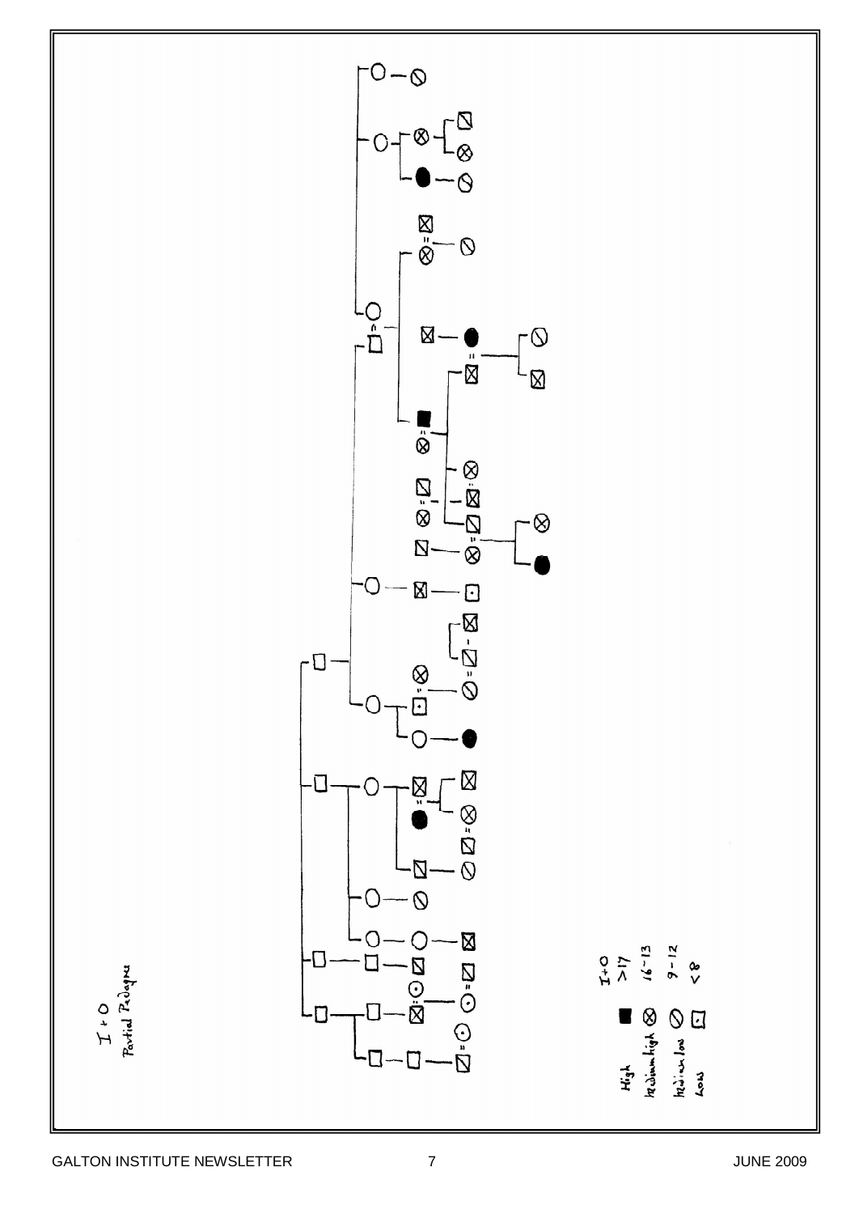I + O
Partial Pedigree

| | | I + O |
|---|---|---|
| High | ■ | >17 |
| Medium high | ⊗ | 16 – 13 |
| Medium low | ⊘ | 9 – 12 |
| Low | ⊡ | <8 |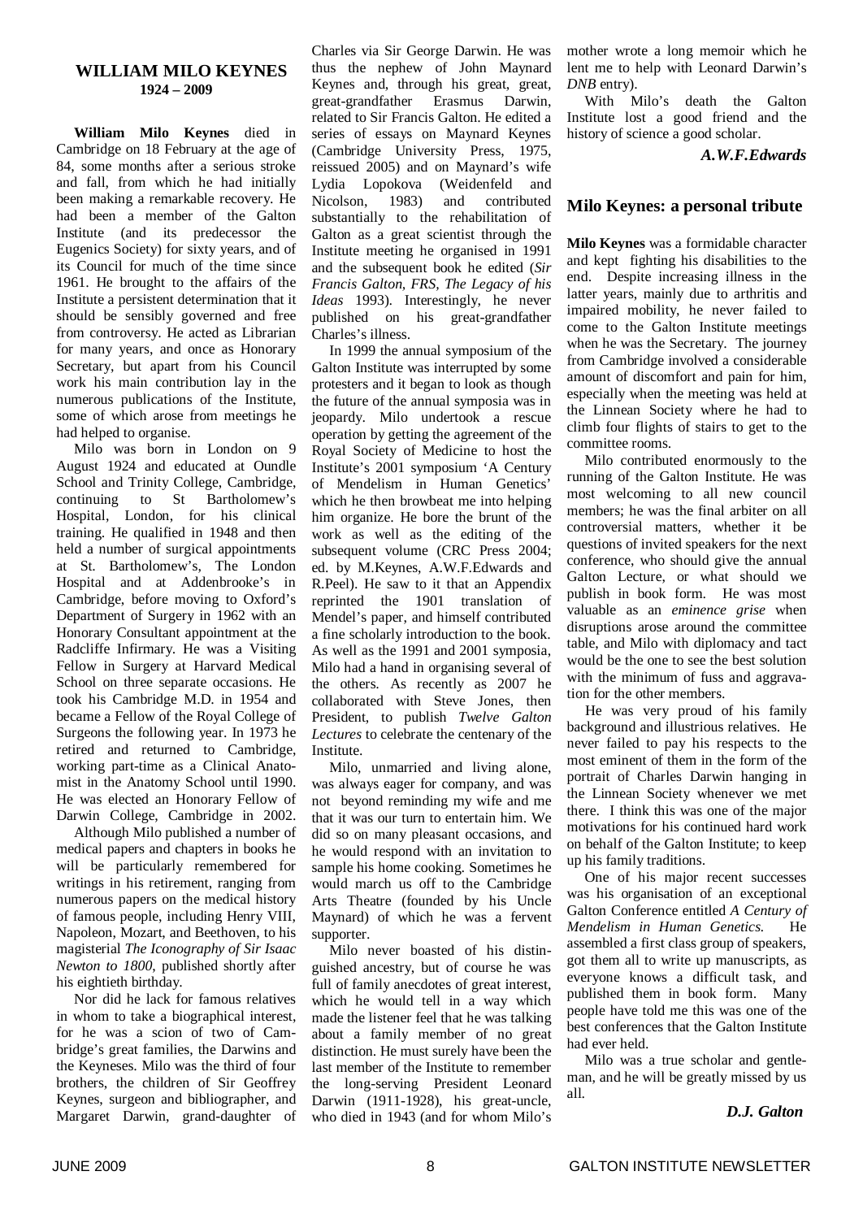## WILLIAM MILO KEYNES
**1924 – 2009**

**William Milo Keynes** died in Cambridge on 18 February at the age of 84, some months after a serious stroke and fall, from which he had initially been making a remarkable recovery. He had been a member of the Galton Institute (and its predecessor the Eugenics Society) for sixty years, and of its Council for much of the time since 1961. He brought to the affairs of the Institute a persistent determination that it should be sensibly governed and free from controversy. He acted as Librarian for many years, and once as Honorary Secretary, but apart from his Council work his main contribution lay in the numerous publications of the Institute, some of which arose from meetings he had helped to organise.

Milo was born in London on 9 August 1924 and educated at Oundle School and Trinity College, Cambridge, continuing to St Bartholomew's Hospital, London, for his clinical training. He qualified in 1948 and then held a number of surgical appointments at St. Bartholomew's, The London Hospital and at Addenbrooke's in Cambridge, before moving to Oxford's Department of Surgery in 1962 with an Honorary Consultant appointment at the Radcliffe Infirmary. He was a Visiting Fellow in Surgery at Harvard Medical School on three separate occasions. He took his Cambridge M.D. in 1954 and became a Fellow of the Royal College of Surgeons the following year. In 1973 he retired and returned to Cambridge, working part-time as a Clinical Anatomist in the Anatomy School until 1990. He was elected an Honorary Fellow of Darwin College, Cambridge in 2002.

Although Milo published a number of medical papers and chapters in books he will be particularly remembered for writings in his retirement, ranging from numerous papers on the medical history of famous people, including Henry VIII, Napoleon, Mozart, and Beethoven, to his magisterial *The Iconography of Sir Isaac Newton to 1800*, published shortly after his eightieth birthday.

Nor did he lack for famous relatives in whom to take a biographical interest, for he was a scion of two of Cambridge's great families, the Darwins and the Keyneses. Milo was the third of four brothers, the children of Sir Geoffrey Keynes, surgeon and bibliographer, and Margaret Darwin, grand-daughter of Charles via Sir George Darwin. He was thus the nephew of John Maynard Keynes and, through his great, great, great-grandfather Erasmus Darwin, related to Sir Francis Galton. He edited a series of essays on Maynard Keynes (Cambridge University Press, 1975, reissued 2005) and on Maynard's wife Lydia Lopokova (Weidenfeld and Nicolson, 1983) and contributed substantially to the rehabilitation of Galton as a great scientist through the Institute meeting he organised in 1991 and the subsequent book he edited (*Sir Francis Galton, FRS, The Legacy of his Ideas* 1993). Interestingly, he never published on his great-grandfather Charles's illness.

In 1999 the annual symposium of the Galton Institute was interrupted by some protesters and it began to look as though the future of the annual symposia was in jeopardy. Milo undertook a rescue operation by getting the agreement of the Royal Society of Medicine to host the Institute's 2001 symposium 'A Century of Mendelism in Human Genetics' which he then browbeat me into helping him organize. He bore the brunt of the work as well as the editing of the subsequent volume (CRC Press 2004; ed. by M.Keynes, A.W.F.Edwards and R.Peel). He saw to it that an Appendix reprinted the 1901 translation of Mendel's paper, and himself contributed a fine scholarly introduction to the book. As well as the 1991 and 2001 symposia, Milo had a hand in organising several of the others. As recently as 2007 he collaborated with Steve Jones, then President, to publish *Twelve Galton Lectures* to celebrate the centenary of the Institute.

Milo, unmarried and living alone, was always eager for company, and was not beyond reminding my wife and me that it was our turn to entertain him. We did so on many pleasant occasions, and he would respond with an invitation to sample his home cooking. Sometimes he would march us off to the Cambridge Arts Theatre (founded by his Uncle Maynard) of which he was a fervent supporter.

Milo never boasted of his distinguished ancestry, but of course he was full of family anecdotes of great interest, which he would tell in a way which made the listener feel that he was talking about a family member of no great distinction. He must surely have been the last member of the Institute to remember the long-serving President Leonard Darwin (1911-1928), his great-uncle, who died in 1943 (and for whom Milo's mother wrote a long memoir which he lent me to help with Leonard Darwin's *DNB* entry).

With Milo's death the Galton Institute lost a good friend and the history of science a good scholar.

*A.W.F.Edwards*

## Milo Keynes: a personal tribute

**Milo Keynes** was a formidable character and kept fighting his disabilities to the end. Despite increasing illness in the latter years, mainly due to arthritis and impaired mobility, he never failed to come to the Galton Institute meetings when he was the Secretary. The journey from Cambridge involved a considerable amount of discomfort and pain for him, especially when the meeting was held at the Linnean Society where he had to climb four flights of stairs to get to the committee rooms.

Milo contributed enormously to the running of the Galton Institute. He was most welcoming to all new council members; he was the final arbiter on all controversial matters, whether it be questions of invited speakers for the next conference, who should give the annual Galton Lecture, or what should we publish in book form. He was most valuable as an *eminence grise* when disruptions arose around the committee table, and Milo with diplomacy and tact would be the one to see the best solution with the minimum of fuss and aggravation for the other members.

He was very proud of his family background and illustrious relatives. He never failed to pay his respects to the most eminent of them in the form of the portrait of Charles Darwin hanging in the Linnean Society whenever we met there. I think this was one of the major motivations for his continued hard work on behalf of the Galton Institute; to keep up his family traditions.

One of his major recent successes was his organisation of an exceptional Galton Conference entitled *A Century of Mendelism in Human Genetics.* He assembled a first class group of speakers, got them all to write up manuscripts, as everyone knows a difficult task, and published them in book form. Many people have told me this was one of the best conferences that the Galton Institute had ever held.

Milo was a true scholar and gentleman, and he will be greatly missed by us all.

*D.J. Galton*